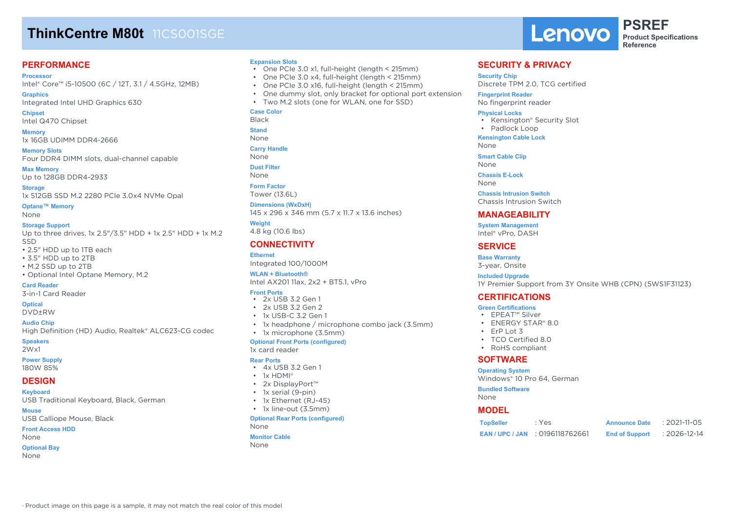# ThinkCentre M80t 11CS001SGE

Lenovo **PSREF** Product Specifications Reference

## PERFORMANCE

**Processor**
Intel® Core™ i5-10500 (6C / 12T, 3.1 / 4.5GHz, 12MB)

**Graphics**
Integrated Intel UHD Graphics 630

**Chipset**
Intel Q470 Chipset

**Memory**
1x 16GB UDIMM DDR4-2666

**Memory Slots**
Four DDR4 DIMM slots, dual-channel capable

**Max Memory**
Up to 128GB DDR4-2933

**Storage**
1x 512GB SSD M.2 2280 PCIe 3.0x4 NVMe Opal

**Optane™ Memory**
None

**Storage Support**
Up to three drives, 1x 2.5"/3.5" HDD + 1x 2.5" HDD + 1x M.2 SSD
• 2.5" HDD up to 1TB each
• 3.5" HDD up to 2TB
• M.2 SSD up to 2TB
• Optional Intel Optane Memory, M.2

**Card Reader**
3-in-1 Card Reader

**Optical**
DVD±RW

**Audio Chip**
High Definition (HD) Audio, Realtek® ALC623-CG codec

**Speakers**
2Wx1

**Power Supply**
180W 85%

## DESIGN

**Keyboard**
USB Traditional Keyboard, Black, German

**Mouse**
USB Calliope Mouse, Black

**Front Access HDD**
None

**Optional Bay**
None

**Expansion Slots**
- One PCIe 3.0 x1, full-height (length < 215mm)
- One PCIe 3.0 x4, full-height (length < 215mm)
- One PCIe 3.0 x16, full-height (length < 215mm)
- One dummy slot, only bracket for optional port extension
- Two M.2 slots (one for WLAN, one for SSD)

**Case Color**
Black

**Stand**
None

**Carry Handle**
None

**Dust Filter**
None

**Form Factor**
Tower (13.6L)

**Dimensions (WxDxH)**
145 x 296 x 346 mm (5.7 x 11.7 x 13.6 inches)

**Weight**
4.8 kg (10.6 lbs)

## CONNECTIVITY

**Ethernet**
Integrated 100/1000M

**WLAN + Bluetooth®**
Intel AX201 11ax, 2x2 + BT5.1, vPro

**Front Ports**
- 2x USB 3.2 Gen 1
- 2x USB 3.2 Gen 2
- 1x USB-C 3.2 Gen 1
- 1x headphone / microphone combo jack (3.5mm)
- 1x microphone (3.5mm)

**Optional Front Ports (configured)**
1x card reader

**Rear Ports**
- 4x USB 3.2 Gen 1
- 1x HDMI®
- 2x DisplayPort™
- 1x serial (9-pin)
- 1x Ethernet (RJ-45)
- 1x line-out (3.5mm)

**Optional Rear Ports (configured)**
None

**Monitor Cable**
None

## SECURITY & PRIVACY

**Security Chip**
Discrete TPM 2.0, TCG certified

**Fingerprint Reader**
No fingerprint reader

**Physical Locks**
- Kensington® Security Slot
- Padlock Loop

**Kensington Cable Lock**
None

**Smart Cable Clip**
None

**Chassis E-Lock**
None

**Chassis Intrusion Switch**
Chassis Intrusion Switch

## MANAGEABILITY

**System Management**
Intel® vPro, DASH

## SERVICE

**Base Warranty**
3-year, Onsite

**Included Upgrade**
1Y Premier Support from 3Y Onsite WHB (CPN) (5WS1F31123)

## CERTIFICATIONS

**Green Certifications**
- EPEAT™ Silver
- ENERGY STAR® 8.0
- ErP Lot 3
- TCO Certified 8.0
- RoHS compliant

## SOFTWARE

**Operating System**
Windows® 10 Pro 64, German

**Bundled Software**
None

## MODEL

| | | | |
|---|---|---|---|
| **TopSeller** | : Yes | **Announce Date** | : 2021-11-05 |
| **EAN / UPC / JAN** | : 0196118762661 | **End of Support** | : 2026-12-14 |

· Product image on this page is a sample, it may not match the real color of this model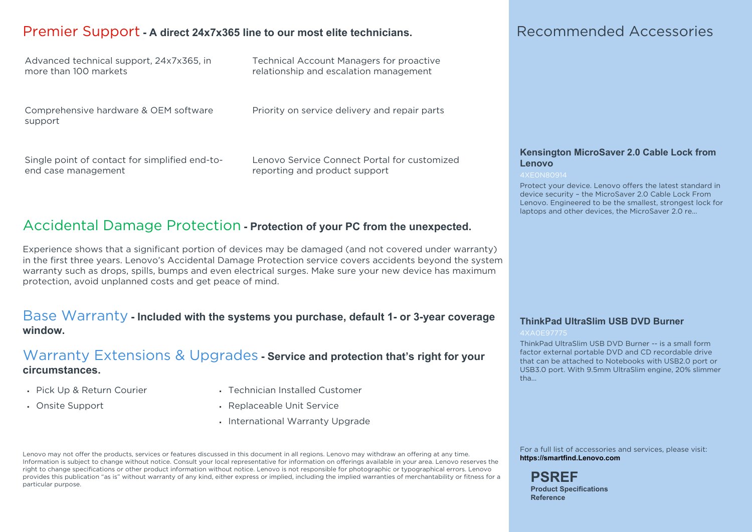## Premier Support - A direct 24x7x365 line to our most elite technicians.

Advanced technical support, 24x7x365, in more than 100 markets

Technical Account Managers for proactive relationship and escalation management

Comprehensive hardware & OEM software support

Priority on service delivery and repair parts

Single point of contact for simplified end-to-end case management

Lenovo Service Connect Portal for customized reporting and product support

## Accidental Damage Protection - Protection of your PC from the unexpected.

Experience shows that a significant portion of devices may be damaged (and not covered under warranty) in the first three years. Lenovo's Accidental Damage Protection service covers accidents beyond the system warranty such as drops, spills, bumps and even electrical surges. Make sure your new device has maximum protection, avoid unplanned costs and get peace of mind.

## Base Warranty - Included with the systems you purchase, default 1- or 3-year coverage window.

## Warranty Extensions & Upgrades - Service and protection that's right for your circumstances.

- Pick Up & Return Courier
- Onsite Support
- Technician Installed Customer
- Replaceable Unit Service
- International Warranty Upgrade

Lenovo may not offer the products, services or features discussed in this document in all regions. Lenovo may withdraw an offering at any time. Information is subject to change without notice. Consult your local representative for information on offerings available in your area. Lenovo reserves the right to change specifications or other product information without notice. Lenovo is not responsible for photographic or typographical errors. Lenovo provides this publication "as is" without warranty of any kind, either express or implied, including the implied warranties of merchantability or fitness for a particular purpose.

## Recommended Accessories

**Kensington MicroSaver 2.0 Cable Lock from Lenovo**

4XE0N80914

Protect your device. Lenovo offers the latest standard in device security – the MicroSaver 2.0 Cable Lock From Lenovo. Engineered to be the smallest, strongest lock for laptops and other devices, the MicroSaver 2.0 re...

**ThinkPad UltraSlim USB DVD Burner**

4XA0E97775

ThinkPad UltraSlim USB DVD Burner -- is a small form factor external portable DVD and CD recordable drive that can be attached to Notebooks with USB2.0 port or USB3.0 port. With 9.5mm UltraSlim engine, 20% slimmer tha...

For a full list of accessories and services, please visit: **https://smartfind.Lenovo.com**

**PSREF**
**Product Specifications Reference**